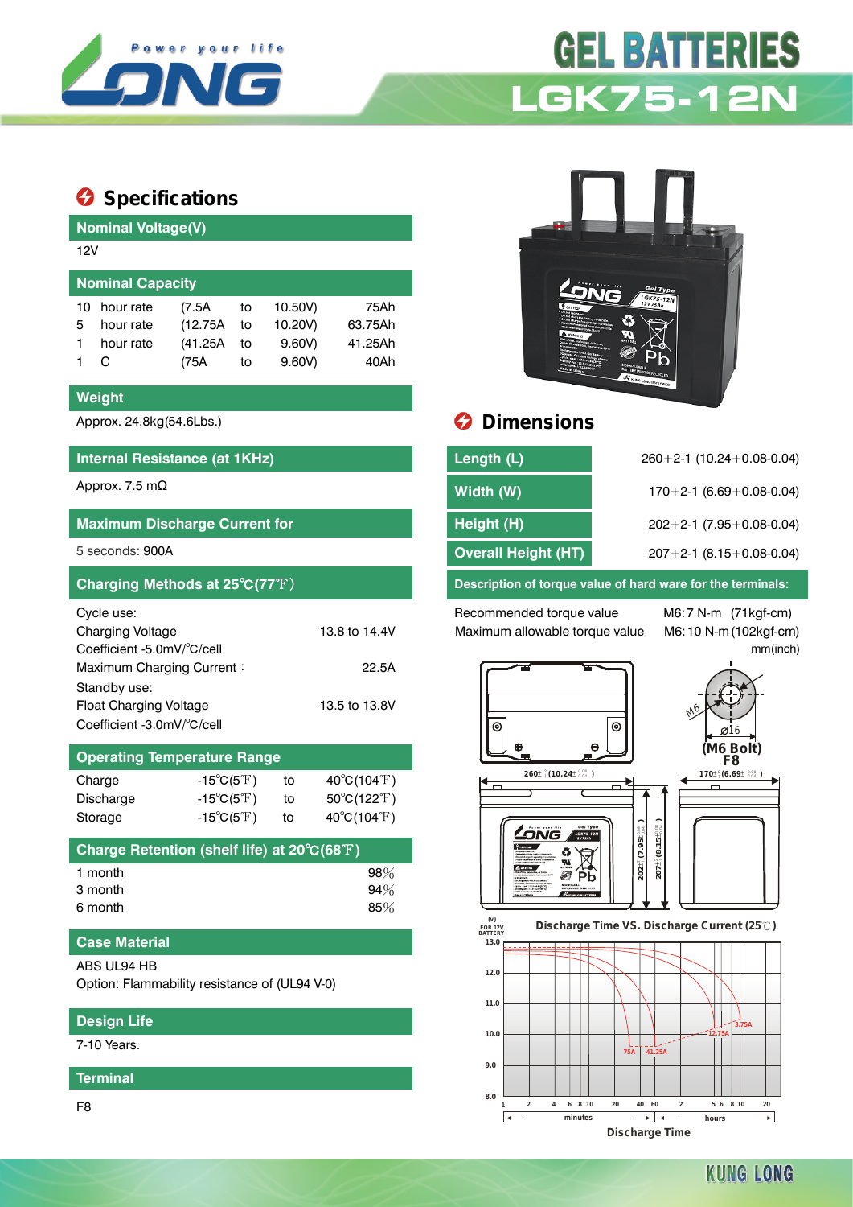# GEL BATTERIES

## LGK75-12N

Power your life

## Specifications

### Nominal Voltage(V)

12V

### Nominal Capacity

| | | | | | |
|---|---|---|---|---|---|
| 10 | hour rate | (7.5A | to | 10.50V) | 75Ah |
| 5 | hour rate | (12.75A | to | 10.20V) | 63.75Ah |
| 1 | hour rate | (41.25A | to | 9.60V) | 41.25Ah |
| 1 | C | (75A | to | 9.60V) | 40Ah |

### Weight

Approx. 24.8kg(54.6Lbs.)

### Internal Resistance (at 1KHz)

Approx. 7.5 mΩ

### Maximum Discharge Current for

5 seconds: 900A

### Charging Methods at 25℃(77℉)

Cycle use:

| | |
|---|---|
| Charging Voltage | 13.8 to 14.4V |
| Coefficient -5.0mV/℃/cell | |
| Maximum Charging Current： | 22.5A |

Standby use:

| | |
|---|---|
| Float Charging Voltage | 13.5 to 13.8V |
| Coefficient -3.0mV/℃/cell | |

### Operating Temperature Range

| | | | |
|---|---|---|---|
| Charge | -15℃(5℉) | to | 40℃(104℉) |
| Discharge | -15℃(5℉) | to | 50℃(122℉) |
| Storage | -15℃(5℉) | to | 40℃(104℉) |

### Charge Retention (shelf life) at 20℃(68℉)

| | |
|---|---|
| 1 month | 98% |
| 3 month | 94% |
| 6 month | 85% |

### Case Material

ABS UL94 HB

Option: Flammability resistance of (UL94 V-0)

### Design Life

7-10 Years.

### Terminal

F8

## Dimensions

| | |
|---|---|
| Length (L) | 260+2-1 (10.24+0.08-0.04) |
| Width (W) | 170+2-1 (6.69+0.08-0.04) |
| Height (H) | 202+2-1 (7.95+0.08-0.04) |
| Overall Height (HT) | 207+2-1 (8.15+0.08-0.04) |

### Description of torque value of hard ware for the terminals:

| | |
|---|---|
| Recommended torque value | M6: 7 N-m (71kgf-cm) |
| Maximum allowable torque value | M6: 10 N-m (102kgf-cm) |

mm(inch)

(M6 Bolt) F8

Discharge Time VS. Discharge Current (25℃)

Discharge Time

KUNG LONG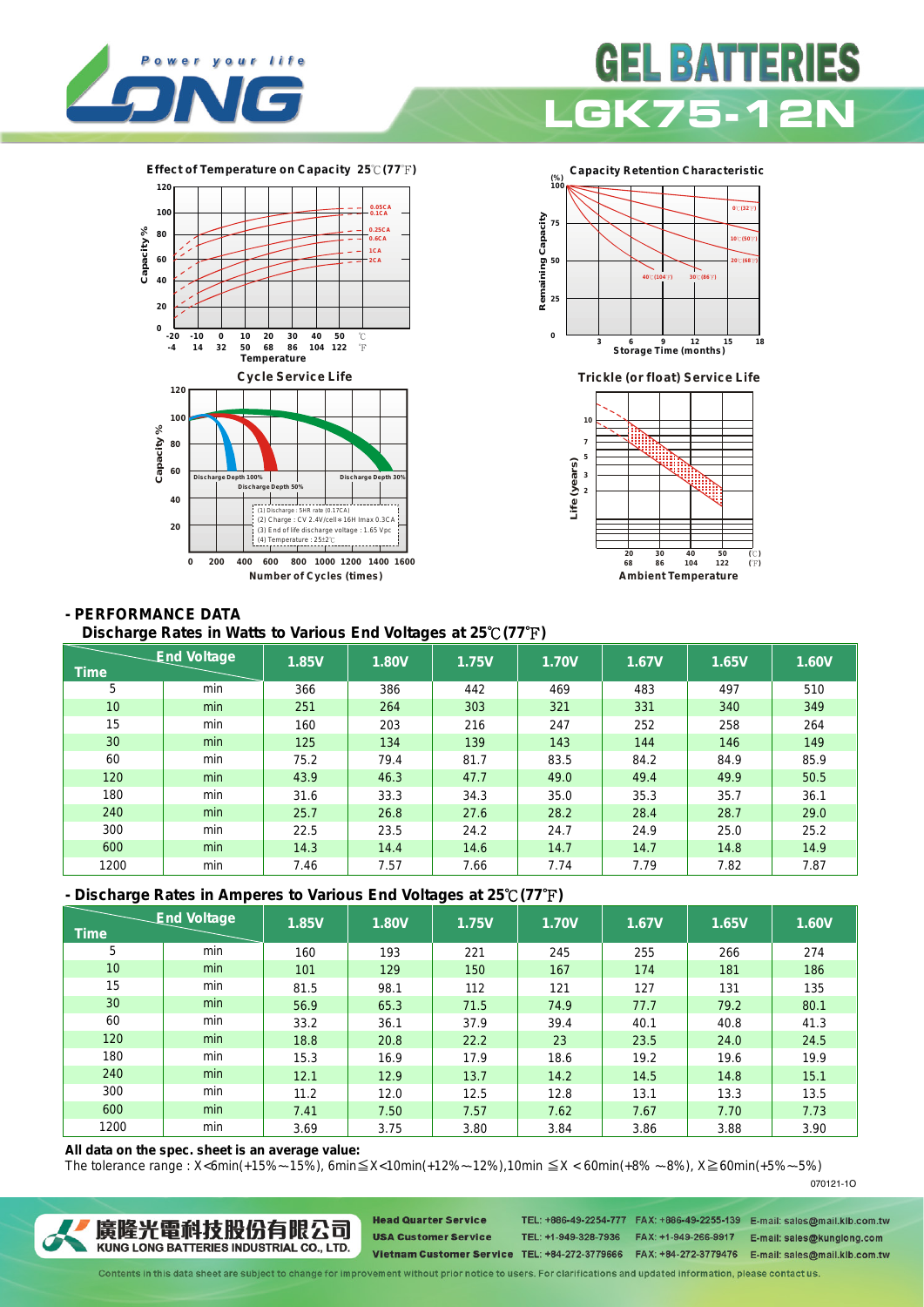# GEL BATTERIES

## LGK75-12N

Power your life

LONG

**Effect of Temperature on Capacity 25℃(77℉)**

Capacity %

120
100
80
60
40
20
0

0.05CA
0.1CA
0.25CA
0.6CA
1CA
2CA

-20 -10 0 10 20 30 40 50 ℃
-4 14 32 50 68 86 104 122 ℉

Temperature

**Capacity Retention Characteristic**

(%)
100
75
50
25
0

Remaining Capacity

0℃(32℉)
10℃(50℉)
20℃(68℉)
40℃(104℉)
30℃(86℉)

3 6 9 12 15 18

Storage Time (months)

**Cycle Service Life**

Capacity %

120
100
80
60
40
20

Discharge Depth 100%
Discharge Depth 50%
Discharge Depth 30%

(1) Discharge : 5HR rate (0.17CA)
(2) Charge : CV 2.4V/cell∗16H Imax 0.3CA
(3) End of life discharge voltage : 1.65 Vpc
(4) Temperature : 25±2℃

0 200 400 600 800 1000 1200 1400 1600

Number of Cycles (times)

**Trickle (or float) Service Life**

Life (years)

10
7
5
3
2

20 30 40 50 (℃)
68 86 104 122 (℉)

Ambient Temperature

## - PERFORMANCE DATA

**Discharge Rates in Watts to Various End Voltages at 25℃(77℉)**

| Time | | 1.85V | 1.80V | 1.75V | 1.70V | 1.67V | 1.65V | 1.60V |
|---|---|---|---|---|---|---|---|---|
| 5 | min | 366 | 386 | 442 | 469 | 483 | 497 | 510 |
| 10 | min | 251 | 264 | 303 | 321 | 331 | 340 | 349 |
| 15 | min | 160 | 203 | 216 | 247 | 252 | 258 | 264 |
| 30 | min | 125 | 134 | 139 | 143 | 144 | 146 | 149 |
| 60 | min | 75.2 | 79.4 | 81.7 | 83.5 | 84.2 | 84.9 | 85.9 |
| 120 | min | 43.9 | 46.3 | 47.7 | 49.0 | 49.4 | 49.9 | 50.5 |
| 180 | min | 31.6 | 33.3 | 34.3 | 35.0 | 35.3 | 35.7 | 36.1 |
| 240 | min | 25.7 | 26.8 | 27.6 | 28.2 | 28.4 | 28.7 | 29.0 |
| 300 | min | 22.5 | 23.5 | 24.2 | 24.7 | 24.9 | 25.0 | 25.2 |
| 600 | min | 14.3 | 14.4 | 14.6 | 14.7 | 14.7 | 14.8 | 14.9 |
| 1200 | min | 7.46 | 7.57 | 7.66 | 7.74 | 7.79 | 7.82 | 7.87 |

**- Discharge Rates in Amperes to Various End Voltages at 25℃(77℉)**

| Time | | 1.85V | 1.80V | 1.75V | 1.70V | 1.67V | 1.65V | 1.60V |
|---|---|---|---|---|---|---|---|---|
| 5 | min | 160 | 193 | 221 | 245 | 255 | 266 | 274 |
| 10 | min | 101 | 129 | 150 | 167 | 174 | 181 | 186 |
| 15 | min | 81.5 | 98.1 | 112 | 121 | 127 | 131 | 135 |
| 30 | min | 56.9 | 65.3 | 71.5 | 74.9 | 77.7 | 79.2 | 80.1 |
| 60 | min | 33.2 | 36.1 | 37.9 | 39.4 | 40.1 | 40.8 | 41.3 |
| 120 | min | 18.8 | 20.8 | 22.2 | 23 | 23.5 | 24.0 | 24.5 |
| 180 | min | 15.3 | 16.9 | 17.9 | 18.6 | 19.2 | 19.6 | 19.9 |
| 240 | min | 12.1 | 12.9 | 13.7 | 14.2 | 14.5 | 14.8 | 15.1 |
| 300 | min | 11.2 | 12.0 | 12.5 | 12.8 | 13.1 | 13.3 | 13.5 |
| 600 | min | 7.41 | 7.50 | 7.57 | 7.62 | 7.67 | 7.70 | 7.73 |
| 1200 | min | 3.69 | 3.75 | 3.80 | 3.84 | 3.86 | 3.88 | 3.90 |

**All data on the spec. sheet is an average value:**

The tolerance range : X<6min(+15%~15%), 6min≦X<10min(+12%~12%),10min ≦X < 60min(+8% ~8%), X≧60min(+5%~5%)

070121-1O

廣隆光電科技股份有限公司
KUNG LONG BATTERIES INDUSTRIAL CO., LTD.

| | | | |
|---|---|---|---|
| **Head Quarter Service** | TEL: +886-49-2254-777 | FAX: +886-49-2255-139 | E-mail: sales@mail.klb.com.tw |
| **USA Customer Service** | TEL: +1-949-328-7936 | FAX: +1-949-266-9917 | E-mail: sales@kunglong.com |
| **Vietnam Customer Service** | TEL: +84-272-3779666 | FAX: +84-272-3779476 | E-mail: sales@mail.klb.com.tw |

Contents in this data sheet are subject to change for improvement without prior notice to users. For clarifications and updated information, please contact us.